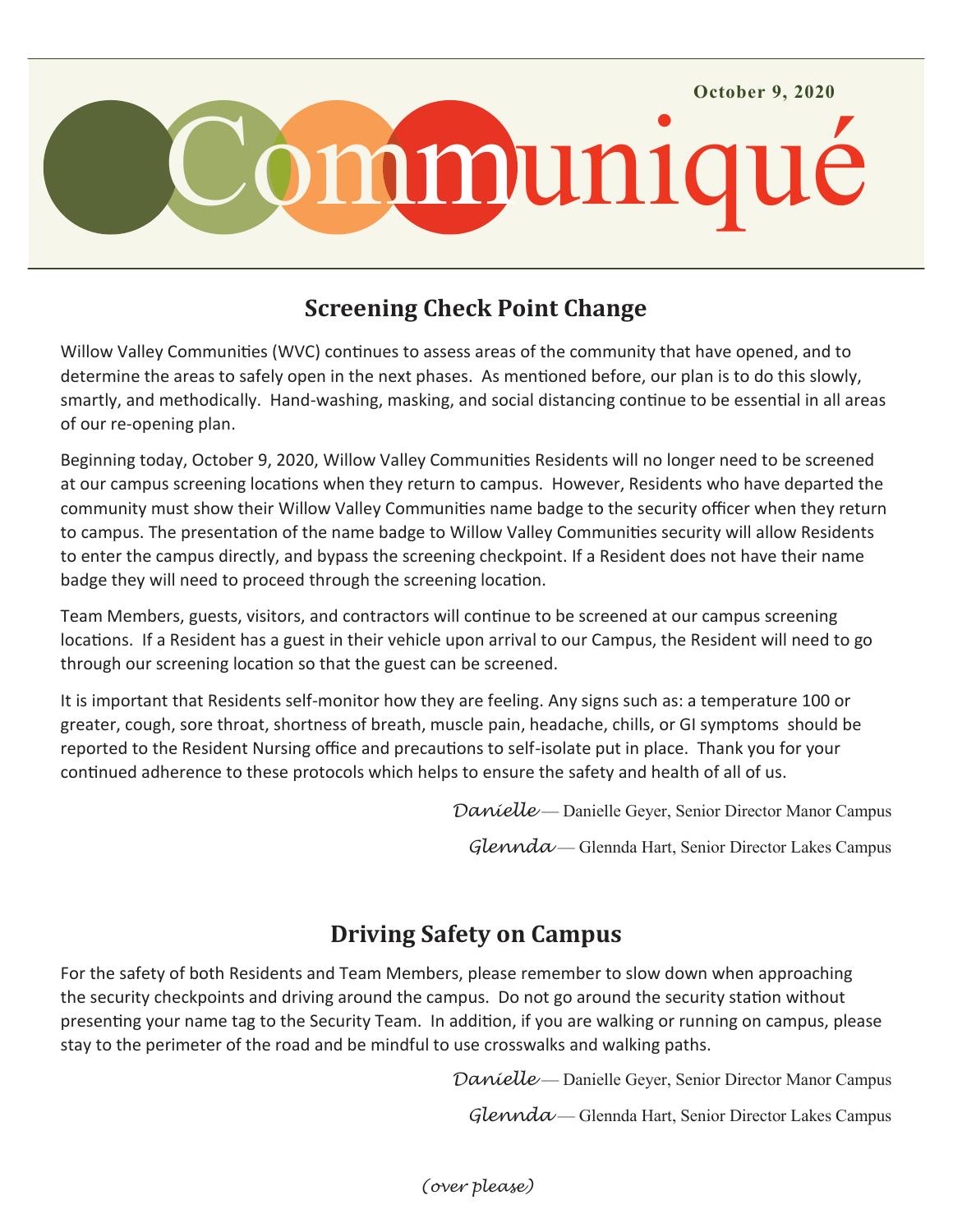October 9, 2020

# Communiqué

## Screening Check Point Change

Willow Valley Communities (WVC) continues to assess areas of the community that have opened, and to determine the areas to safely open in the next phases. As mentioned before, our plan is to do this slowly, smartly, and methodically. Hand-washing, masking, and social distancing continue to be essential in all areas of our re-opening plan.

Beginning today, October 9, 2020, Willow Valley Communities Residents will no longer need to be screened at our campus screening locations when they return to campus. However, Residents who have departed the community must show their Willow Valley Communities name badge to the security officer when they return to campus. The presentation of the name badge to Willow Valley Communities security will allow Residents to enter the campus directly, and bypass the screening checkpoint. If a Resident does not have their name badge they will need to proceed through the screening location.

Team Members, guests, visitors, and contractors will continue to be screened at our campus screening locations. If a Resident has a guest in their vehicle upon arrival to our Campus, the Resident will need to go through our screening location so that the guest can be screened.

It is important that Residents self-monitor how they are feeling. Any signs such as: a temperature 100 or greater, cough, sore throat, shortness of breath, muscle pain, headache, chills, or GI symptoms should be reported to the Resident Nursing office and precautions to self-isolate put in place. Thank you for your continued adherence to these protocols which helps to ensure the safety and health of all of us.

*Danielle* — Danielle Geyer, Senior Director Manor Campus

*Glennda* — Glennda Hart, Senior Director Lakes Campus

## Driving Safety on Campus

For the safety of both Residents and Team Members, please remember to slow down when approaching the security checkpoints and driving around the campus. Do not go around the security station without presenting your name tag to the Security Team. In addition, if you are walking or running on campus, please stay to the perimeter of the road and be mindful to use crosswalks and walking paths.

*Danielle* — Danielle Geyer, Senior Director Manor Campus

*Glennda* — Glennda Hart, Senior Director Lakes Campus

*(over please)*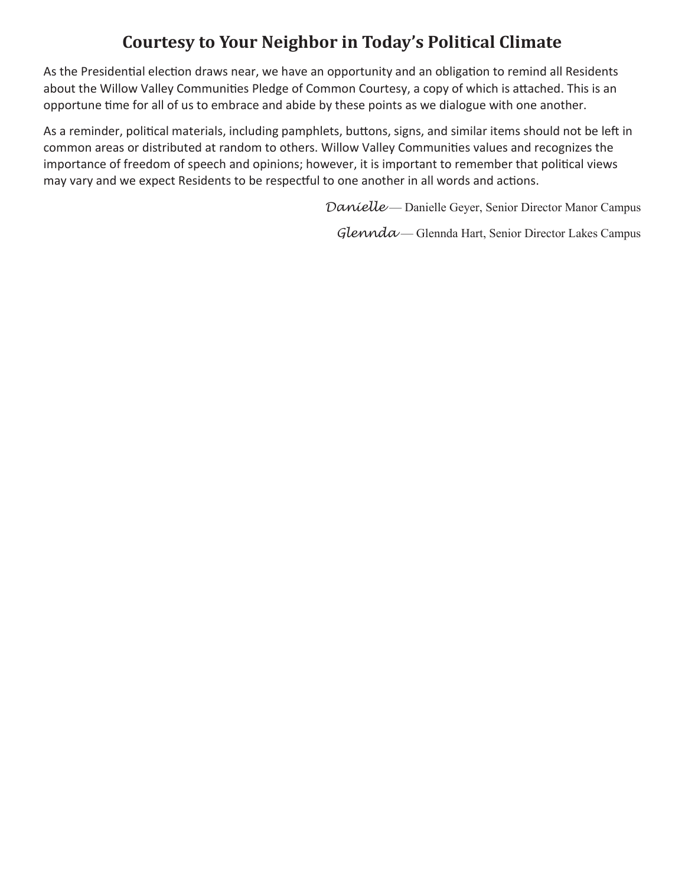# Courtesy to Your Neighbor in Today's Political Climate

As the Presidential election draws near, we have an opportunity and an obligation to remind all Residents about the Willow Valley Communities Pledge of Common Courtesy, a copy of which is attached. This is an opportune time for all of us to embrace and abide by these points as we dialogue with one another.

As a reminder, political materials, including pamphlets, buttons, signs, and similar items should not be left in common areas or distributed at random to others. Willow Valley Communities values and recognizes the importance of freedom of speech and opinions; however, it is important to remember that political views may vary and we expect Residents to be respectful to one another in all words and actions.

*Danielle* — Danielle Geyer, Senior Director Manor Campus

*Glennda* — Glennda Hart, Senior Director Lakes Campus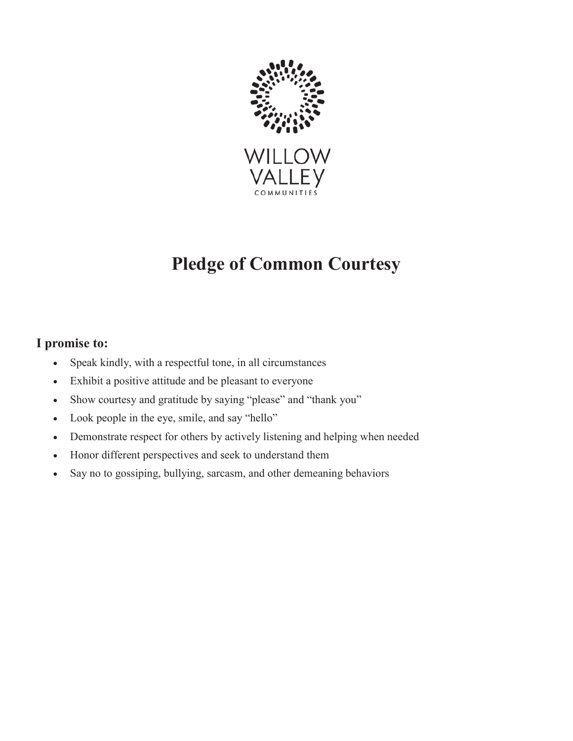WILLOW VALLEY
COMMUNITIES

# Pledge of Common Courtesy

**I promise to:**

- Speak kindly, with a respectful tone, in all circumstances
- Exhibit a positive attitude and be pleasant to everyone
- Show courtesy and gratitude by saying "please" and "thank you"
- Look people in the eye, smile, and say "hello"
- Demonstrate respect for others by actively listening and helping when needed
- Honor different perspectives and seek to understand them
- Say no to gossiping, bullying, sarcasm, and other demeaning behaviors